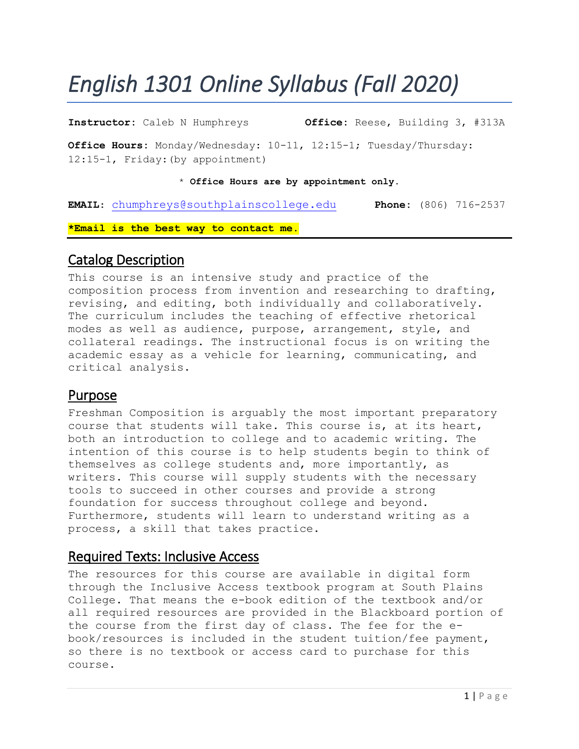# English 1301 Online Syllabus (Fall 2020)

**Instructor**: Caleb N Humphreys **Office**: Reese, Building 3, #313A

**Office Hours**: Monday/Wednesday: 10-11, 12:15-1; Tuesday/Thursday: 12:15-1, Friday:(by appointment)

\* **Office Hours are by appointment only.**

**EMAIL**: chumphreys@southplainscollege.edu **Phone**: (806) 716-2537

**\*Email is the best way to contact me.**

## Catalog Description

This course is an intensive study and practice of the composition process from invention and researching to drafting, revising, and editing, both individually and collaboratively. The curriculum includes the teaching of effective rhetorical modes as well as audience, purpose, arrangement, style, and collateral readings. The instructional focus is on writing the academic essay as a vehicle for learning, communicating, and critical analysis.

## Purpose

Freshman Composition is arguably the most important preparatory course that students will take. This course is, at its heart, both an introduction to college and to academic writing. The intention of this course is to help students begin to think of themselves as college students and, more importantly, as writers. This course will supply students with the necessary tools to succeed in other courses and provide a strong foundation for success throughout college and beyond. Furthermore, students will learn to understand writing as a process, a skill that takes practice.

## Required Texts: Inclusive Access

The resources for this course are available in digital form through the Inclusive Access textbook program at South Plains College. That means the e-book edition of the textbook and/or all required resources are provided in the Blackboard portion of the course from the first day of class. The fee for the e-book/resources is included in the student tuition/fee payment, so there is no textbook or access card to purchase for this course.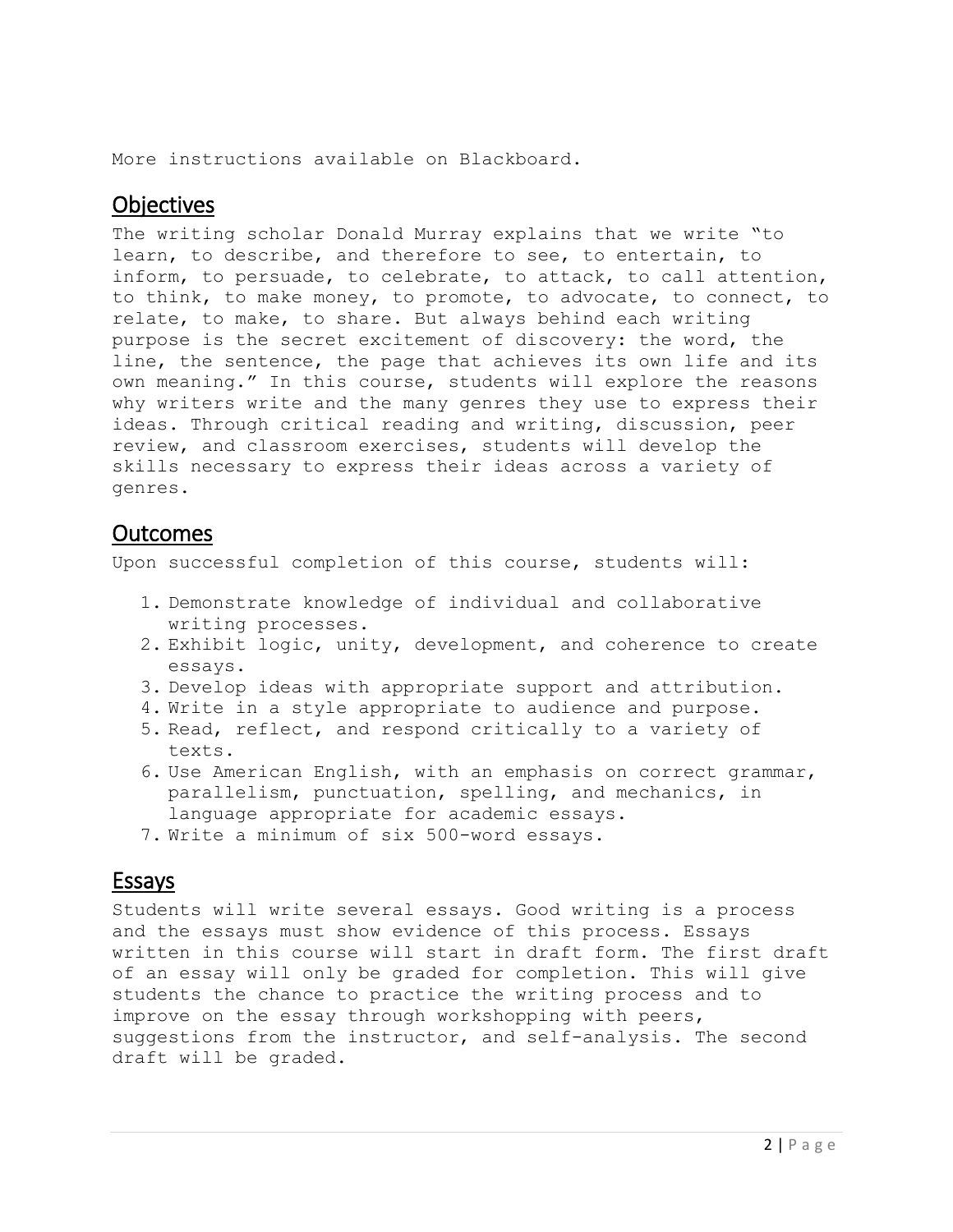More instructions available on Blackboard.

## Objectives

The writing scholar Donald Murray explains that we write "to learn, to describe, and therefore to see, to entertain, to inform, to persuade, to celebrate, to attack, to call attention, to think, to make money, to promote, to advocate, to connect, to relate, to make, to share. But always behind each writing purpose is the secret excitement of discovery: the word, the line, the sentence, the page that achieves its own life and its own meaning." In this course, students will explore the reasons why writers write and the many genres they use to express their ideas. Through critical reading and writing, discussion, peer review, and classroom exercises, students will develop the skills necessary to express their ideas across a variety of genres.

## Outcomes

Upon successful completion of this course, students will:

1. Demonstrate knowledge of individual and collaborative writing processes.
2. Exhibit logic, unity, development, and coherence to create essays.
3. Develop ideas with appropriate support and attribution.
4. Write in a style appropriate to audience and purpose.
5. Read, reflect, and respond critically to a variety of texts.
6. Use American English, with an emphasis on correct grammar, parallelism, punctuation, spelling, and mechanics, in language appropriate for academic essays.
7. Write a minimum of six 500-word essays.

## Essays

Students will write several essays. Good writing is a process and the essays must show evidence of this process. Essays written in this course will start in draft form. The first draft of an essay will only be graded for completion. This will give students the chance to practice the writing process and to improve on the essay through workshopping with peers, suggestions from the instructor, and self-analysis. The second draft will be graded.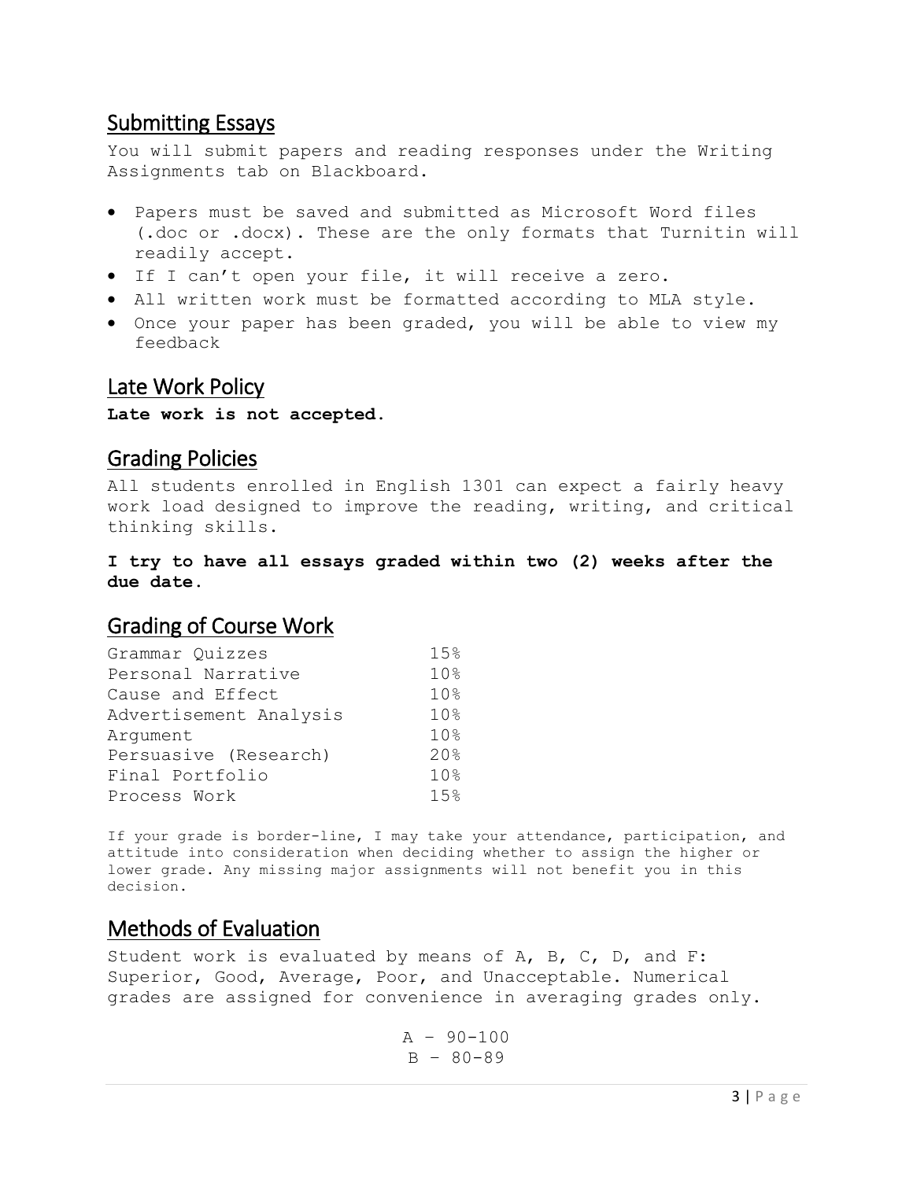## Submitting Essays

You will submit papers and reading responses under the Writing Assignments tab on Blackboard.

- Papers must be saved and submitted as Microsoft Word files (.doc or .docx). These are the only formats that Turnitin will readily accept.
- If I can't open your file, it will receive a zero.
- All written work must be formatted according to MLA style.
- Once your paper has been graded, you will be able to view my feedback

## Late Work Policy

**Late work is not accepted.**

## Grading Policies

All students enrolled in English 1301 can expect a fairly heavy work load designed to improve the reading, writing, and critical thinking skills.

**I try to have all essays graded within two (2) weeks after the due date.**

## Grading of Course Work

| | |
|---|---|
| Grammar Quizzes | 15% |
| Personal Narrative | 10% |
| Cause and Effect | 10% |
| Advertisement Analysis | 10% |
| Argument | 10% |
| Persuasive (Research) | 20% |
| Final Portfolio | 10% |
| Process Work | 15% |

If your grade is border-line, I may take your attendance, participation, and attitude into consideration when deciding whether to assign the higher or lower grade. Any missing major assignments will not benefit you in this decision.

## Methods of Evaluation

Student work is evaluated by means of A, B, C, D, and F: Superior, Good, Average, Poor, and Unacceptable. Numerical grades are assigned for convenience in averaging grades only.

A – 90-100
B – 80-89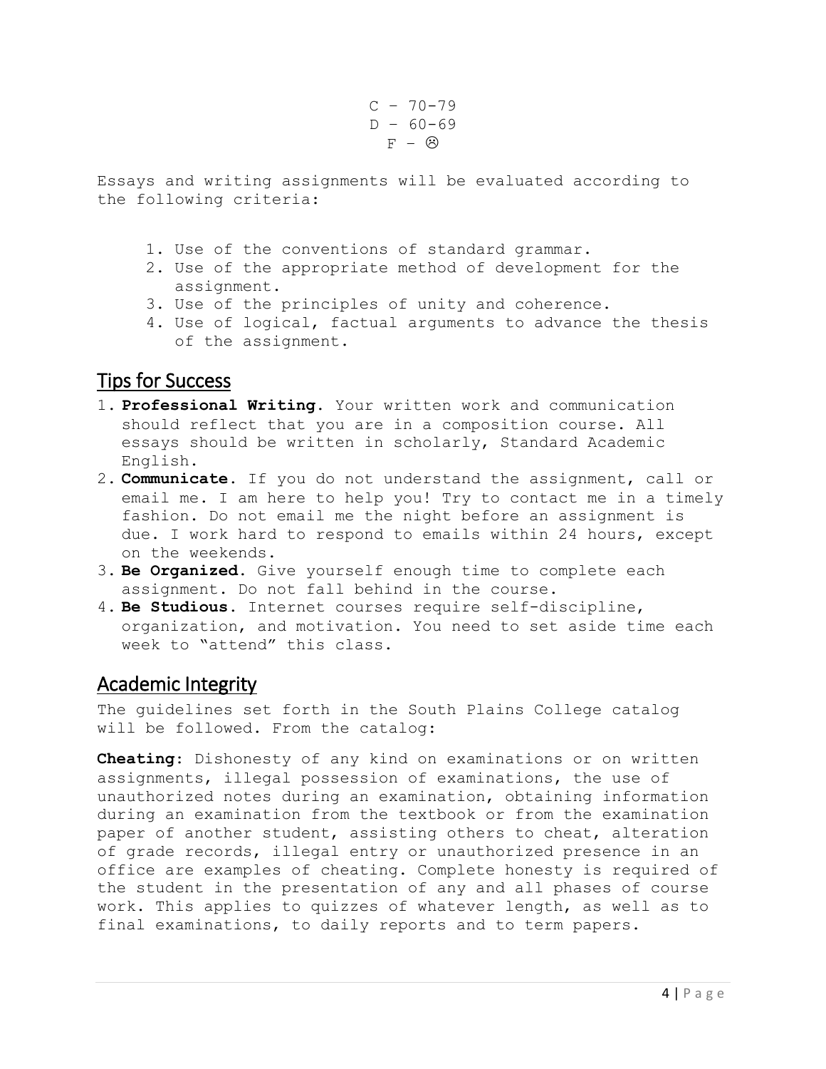C – 70-79
D – 60-69
F – ☹

Essays and writing assignments will be evaluated according to the following criteria:

1. Use of the conventions of standard grammar.
2. Use of the appropriate method of development for the assignment.
3. Use of the principles of unity and coherence.
4. Use of logical, factual arguments to advance the thesis of the assignment.

## Tips for Success

1. **Professional Writing.** Your written work and communication should reflect that you are in a composition course. All essays should be written in scholarly, Standard Academic English.
2. **Communicate.** If you do not understand the assignment, call or email me. I am here to help you! Try to contact me in a timely fashion. Do not email me the night before an assignment is due. I work hard to respond to emails within 24 hours, except on the weekends.
3. **Be Organized.** Give yourself enough time to complete each assignment. Do not fall behind in the course.
4. **Be Studious.** Internet courses require self-discipline, organization, and motivation. You need to set aside time each week to "attend" this class.

## Academic Integrity

The guidelines set forth in the South Plains College catalog will be followed. From the catalog:

**Cheating:** Dishonesty of any kind on examinations or on written assignments, illegal possession of examinations, the use of unauthorized notes during an examination, obtaining information during an examination from the textbook or from the examination paper of another student, assisting others to cheat, alteration of grade records, illegal entry or unauthorized presence in an office are examples of cheating. Complete honesty is required of the student in the presentation of any and all phases of course work. This applies to quizzes of whatever length, as well as to final examinations, to daily reports and to term papers.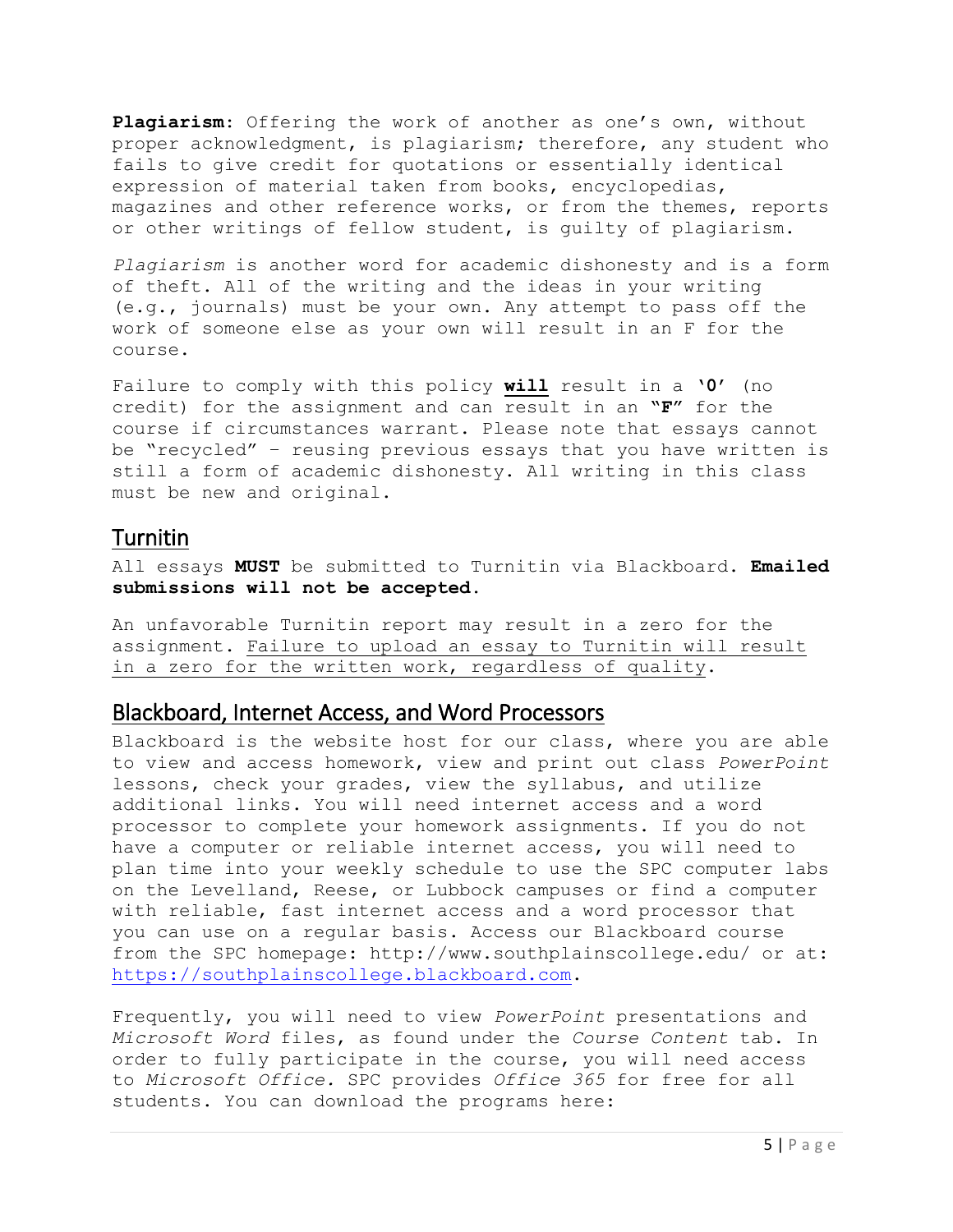**Plagiarism**: Offering the work of another as one's own, without proper acknowledgment, is plagiarism; therefore, any student who fails to give credit for quotations or essentially identical expression of material taken from books, encyclopedias, magazines and other reference works, or from the themes, reports or other writings of fellow student, is guilty of plagiarism.

*Plagiarism* is another word for academic dishonesty and is a form of theft. All of the writing and the ideas in your writing (e.g., journals) must be your own. Any attempt to pass off the work of someone else as your own will result in an F for the course.

Failure to comply with this policy **will** result in a **'0'** (no credit) for the assignment and can result in an **"F"** for the course if circumstances warrant. Please note that essays cannot be "recycled" – reusing previous essays that you have written is still a form of academic dishonesty. All writing in this class must be new and original.

## Turnitin

All essays **MUST** be submitted to Turnitin via Blackboard. **Emailed submissions will not be accepted.**

An unfavorable Turnitin report may result in a zero for the assignment. Failure to upload an essay to Turnitin will result in a zero for the written work, regardless of quality.

## Blackboard, Internet Access, and Word Processors

Blackboard is the website host for our class, where you are able to view and access homework, view and print out class *PowerPoint* lessons, check your grades, view the syllabus, and utilize additional links. You will need internet access and a word processor to complete your homework assignments. If you do not have a computer or reliable internet access, you will need to plan time into your weekly schedule to use the SPC computer labs on the Levelland, Reese, or Lubbock campuses or find a computer with reliable, fast internet access and a word processor that you can use on a regular basis. Access our Blackboard course from the SPC homepage: http://www.southplainscollege.edu/ or at: https://southplainscollege.blackboard.com.

Frequently, you will need to view *PowerPoint* presentations and *Microsoft Word* files, as found under the *Course Content* tab. In order to fully participate in the course, you will need access to *Microsoft Office.* SPC provides *Office 365* for free for all students. You can download the programs here: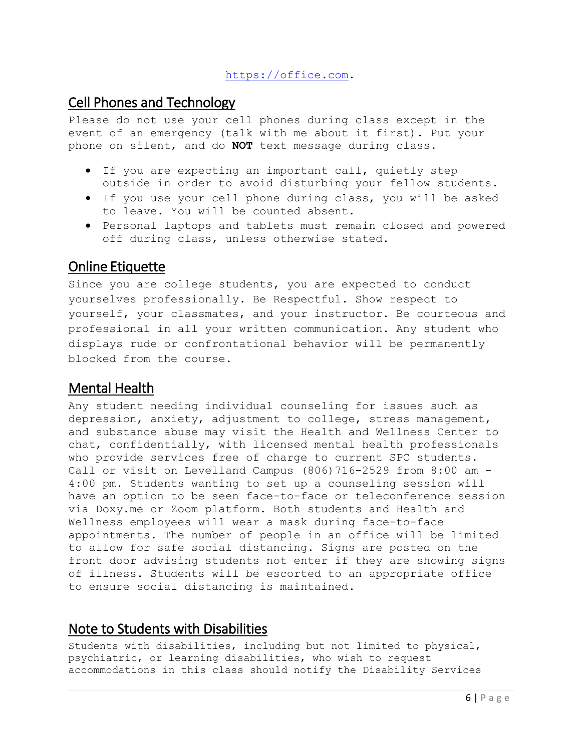https://office.com.

## Cell Phones and Technology

Please do not use your cell phones during class except in the event of an emergency (talk with me about it first). Put your phone on silent, and do **NOT** text message during class.

- If you are expecting an important call, quietly step outside in order to avoid disturbing your fellow students.
- If you use your cell phone during class, you will be asked to leave. You will be counted absent.
- Personal laptops and tablets must remain closed and powered off during class, unless otherwise stated.

## Online Etiquette

Since you are college students, you are expected to conduct yourselves professionally. Be Respectful. Show respect to yourself, your classmates, and your instructor. Be courteous and professional in all your written communication. Any student who displays rude or confrontational behavior will be permanently blocked from the course.

## Mental Health

Any student needing individual counseling for issues such as depression, anxiety, adjustment to college, stress management, and substance abuse may visit the Health and Wellness Center to chat, confidentially, with licensed mental health professionals who provide services free of charge to current SPC students. Call or visit on Levelland Campus (806)716-2529 from 8:00 am – 4:00 pm. Students wanting to set up a counseling session will have an option to be seen face-to-face or teleconference session via Doxy.me or Zoom platform. Both students and Health and Wellness employees will wear a mask during face-to-face appointments. The number of people in an office will be limited to allow for safe social distancing. Signs are posted on the front door advising students not enter if they are showing signs of illness. Students will be escorted to an appropriate office to ensure social distancing is maintained.

## Note to Students with Disabilities

Students with disabilities, including but not limited to physical, psychiatric, or learning disabilities, who wish to request accommodations in this class should notify the Disability Services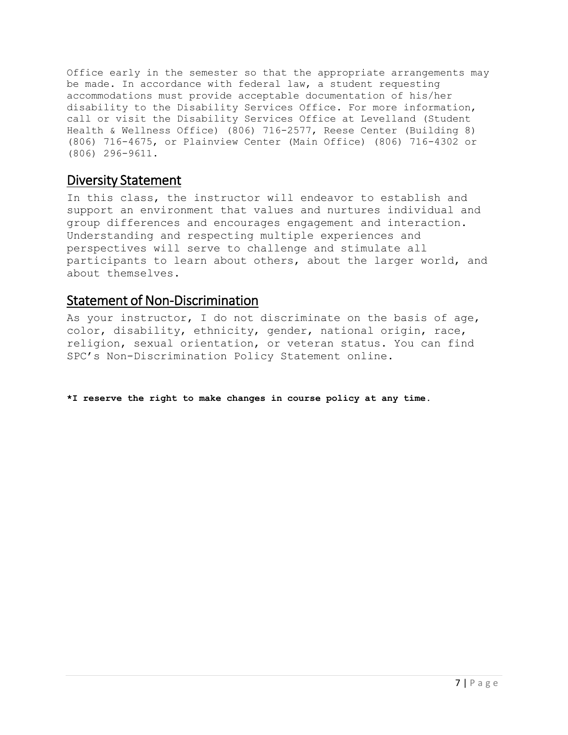Office early in the semester so that the appropriate arrangements may be made. In accordance with federal law, a student requesting accommodations must provide acceptable documentation of his/her disability to the Disability Services Office. For more information, call or visit the Disability Services Office at Levelland (Student Health & Wellness Office) (806) 716-2577, Reese Center (Building 8) (806) 716-4675, or Plainview Center (Main Office) (806) 716-4302 or (806) 296-9611.

## Diversity Statement

In this class, the instructor will endeavor to establish and support an environment that values and nurtures individual and group differences and encourages engagement and interaction. Understanding and respecting multiple experiences and perspectives will serve to challenge and stimulate all participants to learn about others, about the larger world, and about themselves.

## Statement of Non-Discrimination

As your instructor, I do not discriminate on the basis of age, color, disability, ethnicity, gender, national origin, race, religion, sexual orientation, or veteran status. You can find SPC's Non-Discrimination Policy Statement online.

**\*I reserve the right to make changes in course policy at any time.**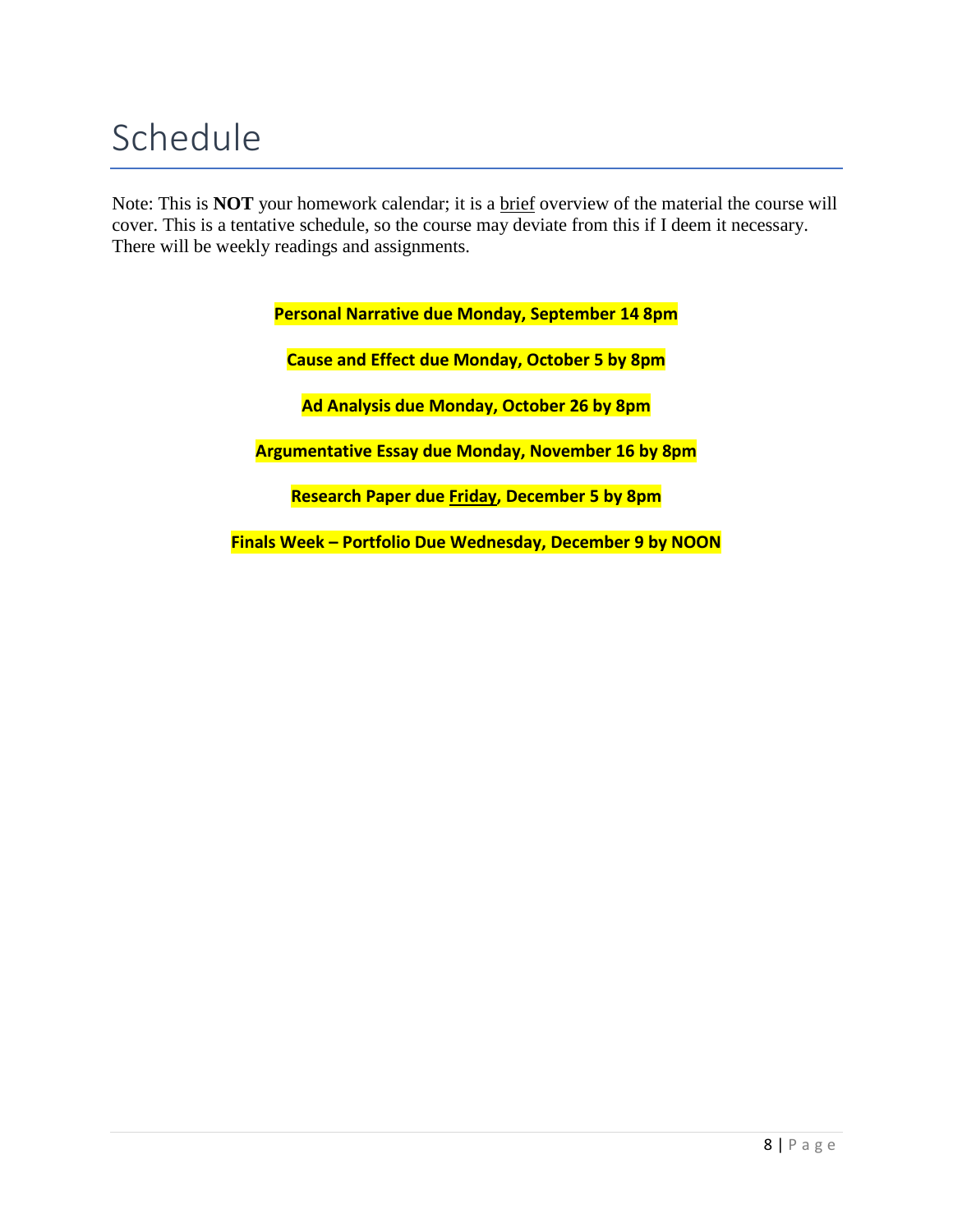# Schedule

Note: This is **NOT** your homework calendar; it is a brief overview of the material the course will cover. This is a tentative schedule, so the course may deviate from this if I deem it necessary. There will be weekly readings and assignments.

**Personal Narrative due Monday, September 14 8pm**

**Cause and Effect due Monday, October 5 by 8pm**

**Ad Analysis due Monday, October 26 by 8pm**

**Argumentative Essay due Monday, November 16 by 8pm**

**Research Paper due Friday, December 5 by 8pm**

**Finals Week – Portfolio Due Wednesday, December 9 by NOON**